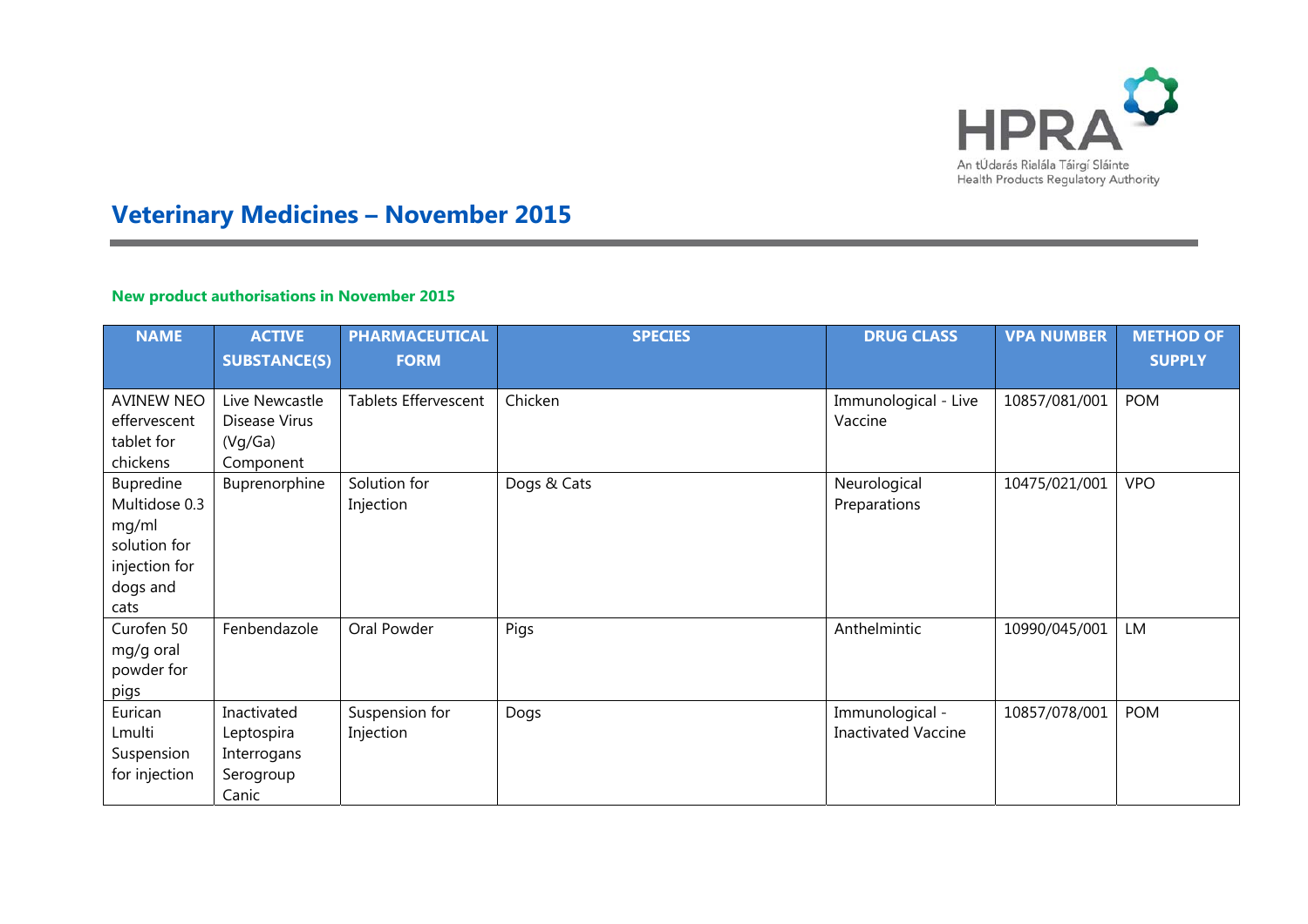# Veterinary Medicines – November 2015

### New product authorisations in November 2015

| NAME | ACTIVE SUBSTANCE(S) | PHARMACEUTICAL FORM | SPECIES | DRUG CLASS | VPA NUMBER | METHOD OF SUPPLY |
|---|---|---|---|---|---|---|
| AVINEW NEO effervescent tablet for chickens | Live Newcastle Disease Virus (Vg/Ga) Component | Tablets Effervescent | Chicken | Immunological - Live Vaccine | 10857/081/001 | POM |
| Bupredine Multidose 0.3 mg/ml solution for injection for dogs and cats | Buprenorphine | Solution for Injection | Dogs & Cats | Neurological Preparations | 10475/021/001 | VPO |
| Curofen 50 mg/g oral powder for pigs | Fenbendazole | Oral Powder | Pigs | Anthelmintic | 10990/045/001 | LM |
| Eurican Lmulti Suspension for injection | Inactivated Leptospira Interrogans Serogroup Canic | Suspension for Injection | Dogs | Immunological - Inactivated Vaccine | 10857/078/001 | POM |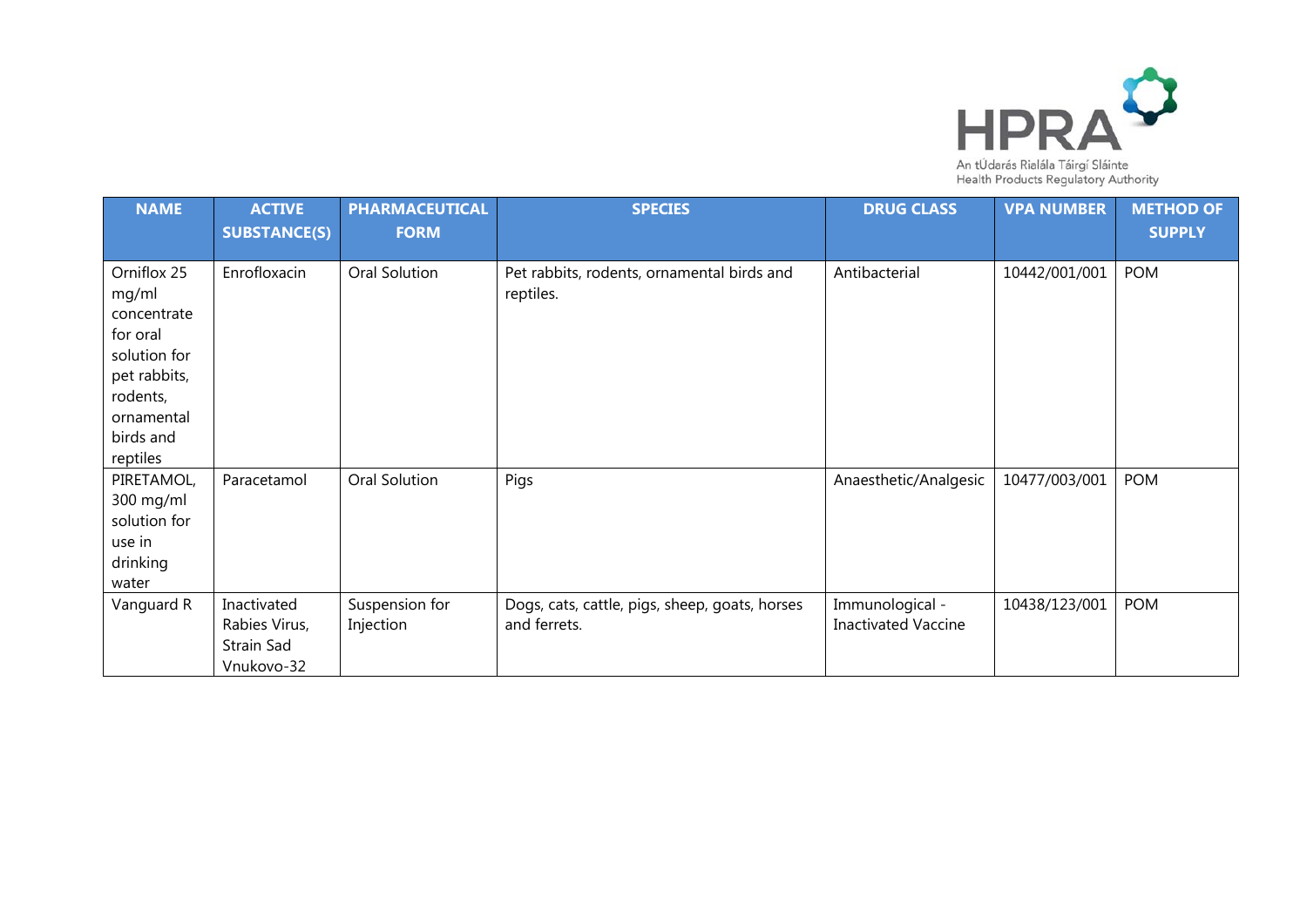| NAME | ACTIVE SUBSTANCE(S) | PHARMACEUTICAL FORM | SPECIES | DRUG CLASS | VPA NUMBER | METHOD OF SUPPLY |
|---|---|---|---|---|---|---|
| Orniflox 25 mg/ml concentrate for oral solution for pet rabbits, rodents, ornamental birds and reptiles | Enrofloxacin | Oral Solution | Pet rabbits, rodents, ornamental birds and reptiles. | Antibacterial | 10442/001/001 | POM |
| PIRETAMOL, 300 mg/ml solution for use in drinking water | Paracetamol | Oral Solution | Pigs | Anaesthetic/Analgesic | 10477/003/001 | POM |
| Vanguard R | Inactivated Rabies Virus, Strain Sad Vnukovo-32 | Suspension for Injection | Dogs, cats, cattle, pigs, sheep, goats, horses and ferrets. | Immunological - Inactivated Vaccine | 10438/123/001 | POM |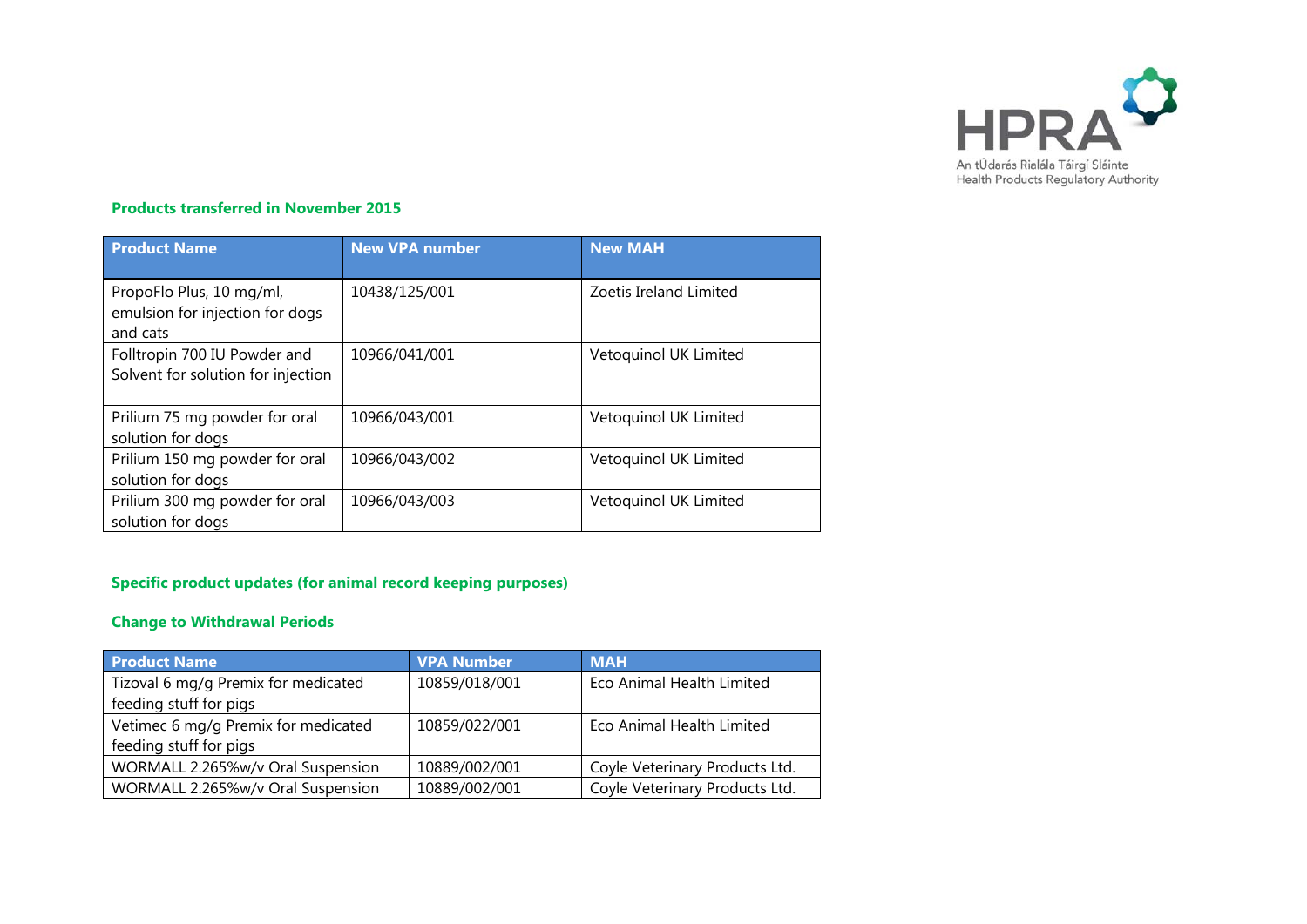### Products transferred in November 2015

| Product Name | New VPA number | New MAH |
|---|---|---|
| PropoFlo Plus, 10 mg/ml, emulsion for injection for dogs and cats | 10438/125/001 | Zoetis Ireland Limited |
| Folltropin 700 IU Powder and Solvent for solution for injection | 10966/041/001 | Vetoquinol UK Limited |
| Prilium 75 mg powder for oral solution for dogs | 10966/043/001 | Vetoquinol UK Limited |
| Prilium 150 mg powder for oral solution for dogs | 10966/043/002 | Vetoquinol UK Limited |
| Prilium 300 mg powder for oral solution for dogs | 10966/043/003 | Vetoquinol UK Limited |

### Specific product updates (for animal record keeping purposes)

### Change to Withdrawal Periods

| Product Name | VPA Number | MAH |
|---|---|---|
| Tizoval 6 mg/g Premix for medicated feeding stuff for pigs | 10859/018/001 | Eco Animal Health Limited |
| Vetimec 6 mg/g Premix for medicated feeding stuff for pigs | 10859/022/001 | Eco Animal Health Limited |
| WORMALL 2.265%w/v Oral Suspension | 10889/002/001 | Coyle Veterinary Products Ltd. |
| WORMALL 2.265%w/v Oral Suspension | 10889/002/001 | Coyle Veterinary Products Ltd. |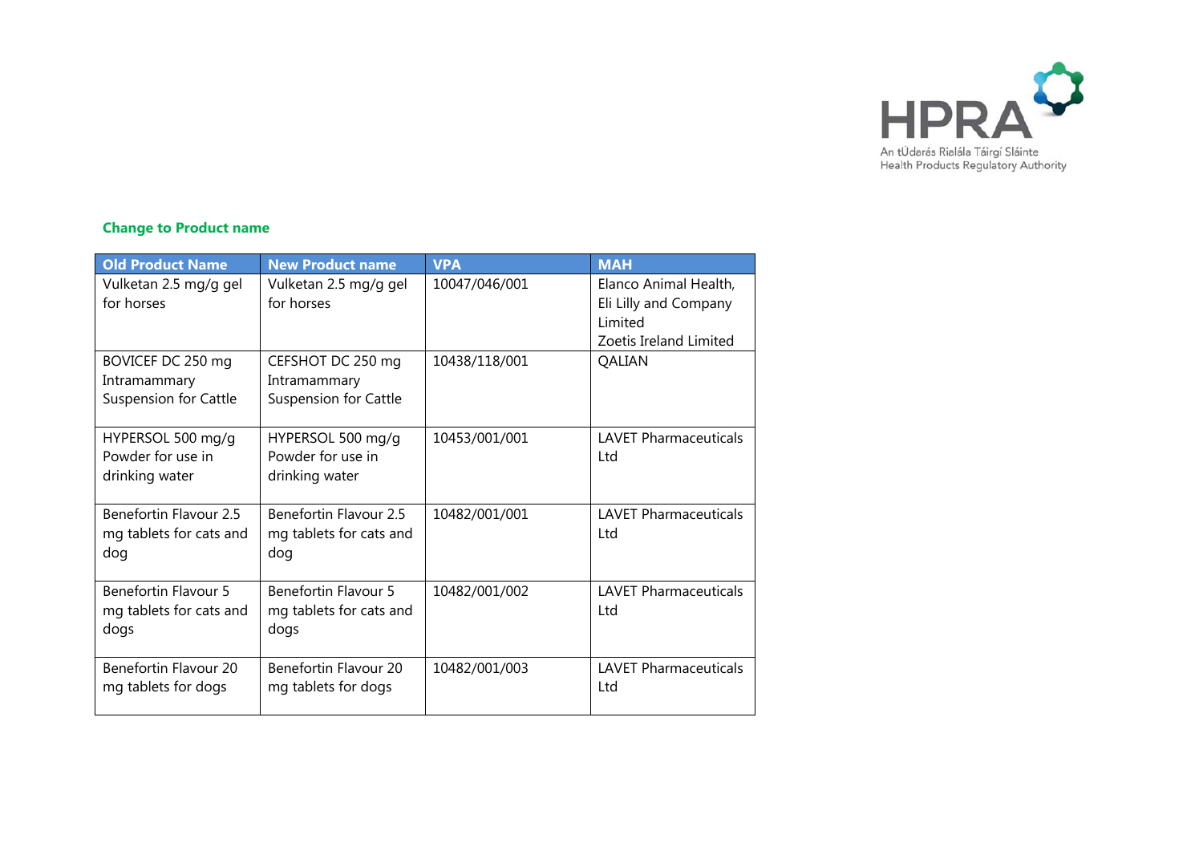**Change to Product name**

| Old Product Name | New Product name | VPA | MAH |
|---|---|---|---|
| Vulketan 2.5 mg/g gel for horses | Vulketan 2.5 mg/g gel for horses | 10047/046/001 | Elanco Animal Health, Eli Lilly and Company Limited Zoetis Ireland Limited |
| BOVICEF DC 250 mg Intramammary Suspension for Cattle | CEFSHOT DC 250 mg Intramammary Suspension for Cattle | 10438/118/001 | QALIAN |
| HYPERSOL 500 mg/g Powder for use in drinking water | HYPERSOL 500 mg/g Powder for use in drinking water | 10453/001/001 | LAVET Pharmaceuticals Ltd |
| Benefortin Flavour 2.5 mg tablets for cats and dog | Benefortin Flavour 2.5 mg tablets for cats and dog | 10482/001/001 | LAVET Pharmaceuticals Ltd |
| Benefortin Flavour 5 mg tablets for cats and dogs | Benefortin Flavour 5 mg tablets for cats and dogs | 10482/001/002 | LAVET Pharmaceuticals Ltd |
| Benefortin Flavour 20 mg tablets for dogs | Benefortin Flavour 20 mg tablets for dogs | 10482/001/003 | LAVET Pharmaceuticals Ltd |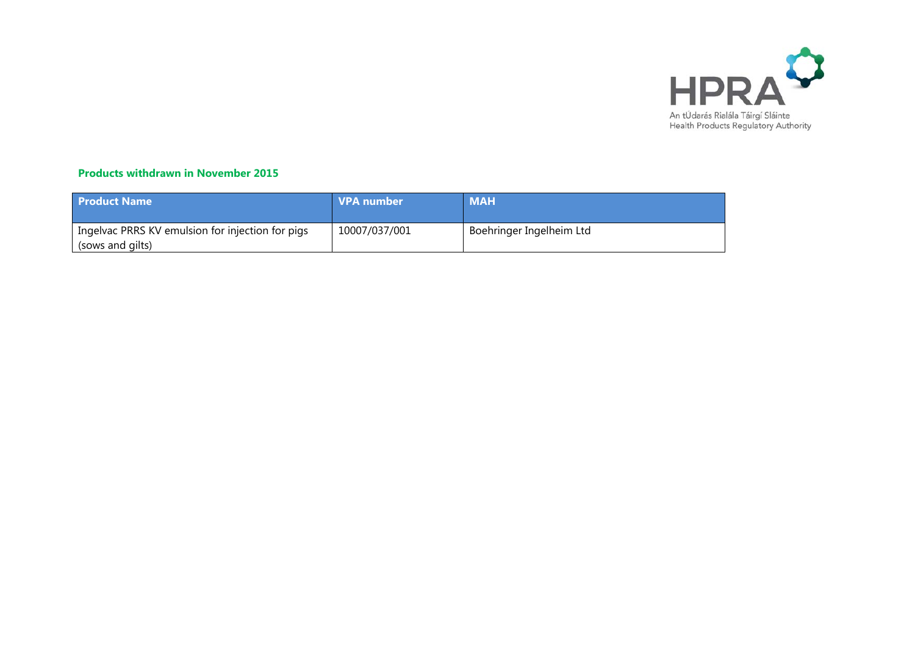**Products withdrawn in November 2015**

| Product Name | VPA number | MAH |
|---|---|---|
| Ingelvac PRRS KV emulsion for injection for pigs (sows and gilts) | 10007/037/001 | Boehringer Ingelheim Ltd |